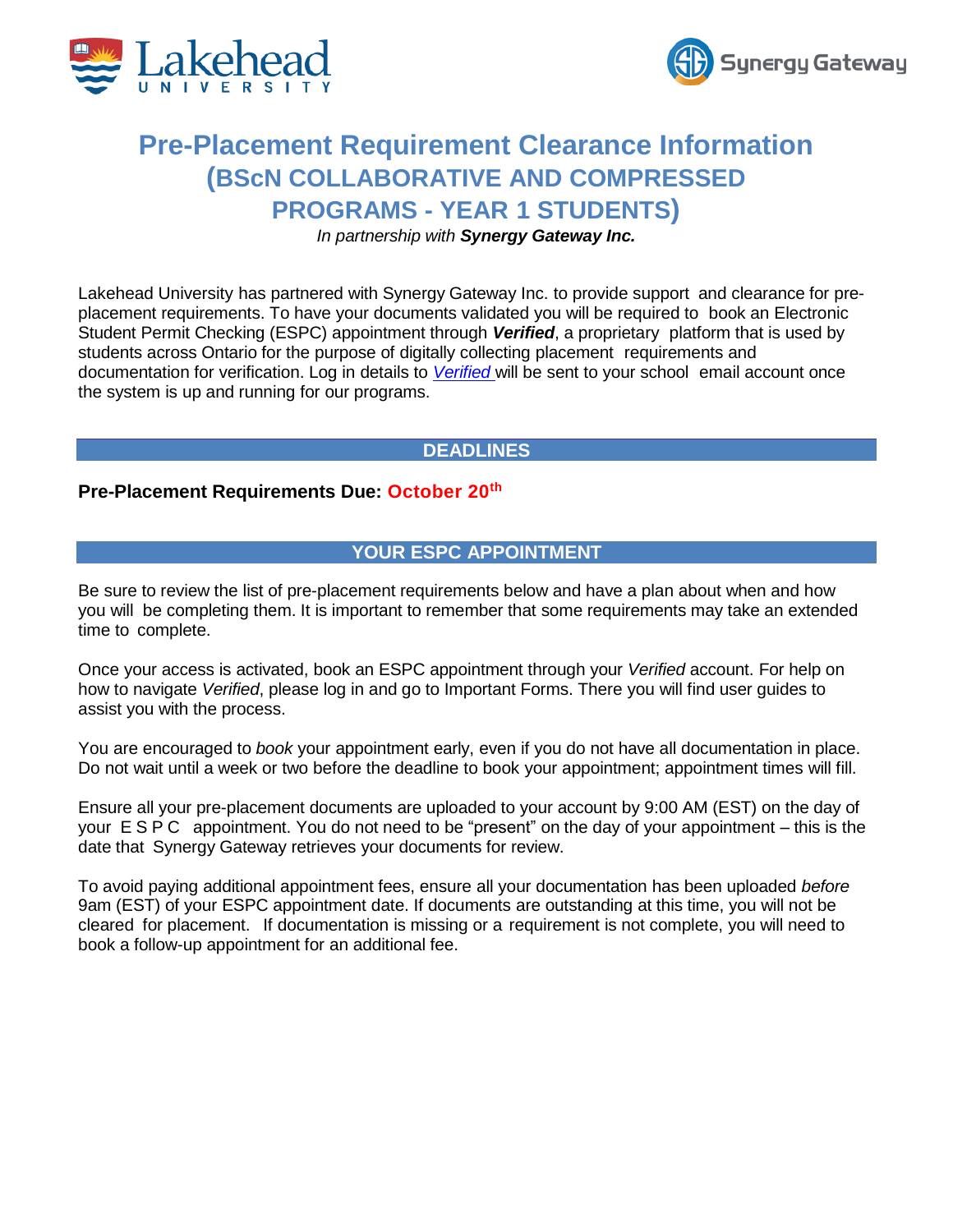# Pre-Placement Requirement Clearance Information (BScN COLLABORATIVE AND COMPRESSED PROGRAMS - YEAR 1 STUDENTS)

*In partnership with* ***Synergy Gateway Inc.***

Lakehead University has partnered with Synergy Gateway Inc. to provide support and clearance for pre-placement requirements. To have your documents validated you will be required to book an Electronic Student Permit Checking (ESPC) appointment through ***Verified***, a proprietary platform that is used by students across Ontario for the purpose of digitally collecting placement requirements and documentation for verification. Log in details to *Verified* will be sent to your school email account once the system is up and running for our programs.

## DEADLINES

**Pre-Placement Requirements Due: October 20th**

## YOUR ESPC APPOINTMENT

Be sure to review the list of pre-placement requirements below and have a plan about when and how you will be completing them. It is important to remember that some requirements may take an extended time to complete.

Once your access is activated, book an ESPC appointment through your *Verified* account. For help on how to navigate *Verified*, please log in and go to Important Forms. There you will find user guides to assist you with the process.

You are encouraged to *book* your appointment early, even if you do not have all documentation in place. Do not wait until a week or two before the deadline to book your appointment; appointment times will fill.

Ensure all your pre-placement documents are uploaded to your account by 9:00 AM (EST) on the day of your ESPC appointment. You do not need to be "present" on the day of your appointment – this is the date that Synergy Gateway retrieves your documents for review.

To avoid paying additional appointment fees, ensure all your documentation has been uploaded *before* 9am (EST) of your ESPC appointment date. If documents are outstanding at this time, you will not be cleared for placement. If documentation is missing or a requirement is not complete, you will need to book a follow-up appointment for an additional fee.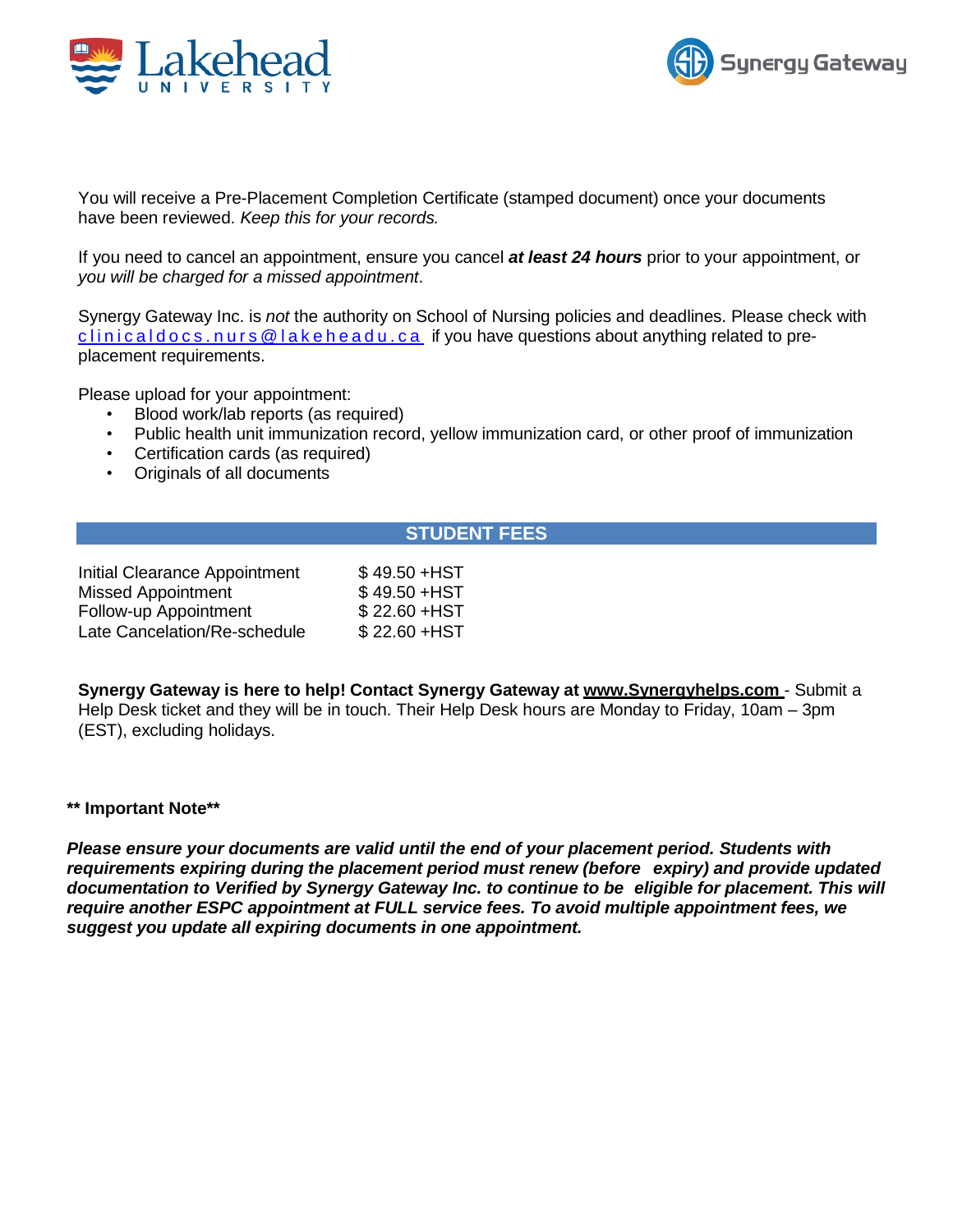You will receive a Pre-Placement Completion Certificate (stamped document) once your documents have been reviewed. *Keep this for your records.*

If you need to cancel an appointment, ensure you cancel ***at least 24 hours*** prior to your appointment, or *you will be charged for a missed appointment*.

Synergy Gateway Inc. is *not* the authority on School of Nursing policies and deadlines. Please check with clinicaldocs.nurs@lakeheadu.ca if you have questions about anything related to pre-placement requirements.

Please upload for your appointment:

- Blood work/lab reports (as required)
- Public health unit immunization record, yellow immunization card, or other proof of immunization
- Certification cards (as required)
- Originals of all documents

## STUDENT FEES

| | |
|---|---|
| Initial Clearance Appointment | $ 49.50 +HST |
| Missed Appointment | $ 49.50 +HST |
| Follow-up Appointment | $ 22.60 +HST |
| Late Cancelation/Re-schedule | $ 22.60 +HST |

**Synergy Gateway is here to help! Contact Synergy Gateway at www.Synergyhelps.com** - Submit a Help Desk ticket and they will be in touch. Their Help Desk hours are Monday to Friday, 10am – 3pm (EST), excluding holidays.

**\*\* Important Note\*\***

***Please ensure your documents are valid until the end of your placement period. Students with requirements expiring during the placement period must renew (before expiry) and provide updated documentation to Verified by Synergy Gateway Inc. to continue to be eligible for placement. This will require another ESPC appointment at FULL service fees. To avoid multiple appointment fees, we suggest you update all expiring documents in one appointment.***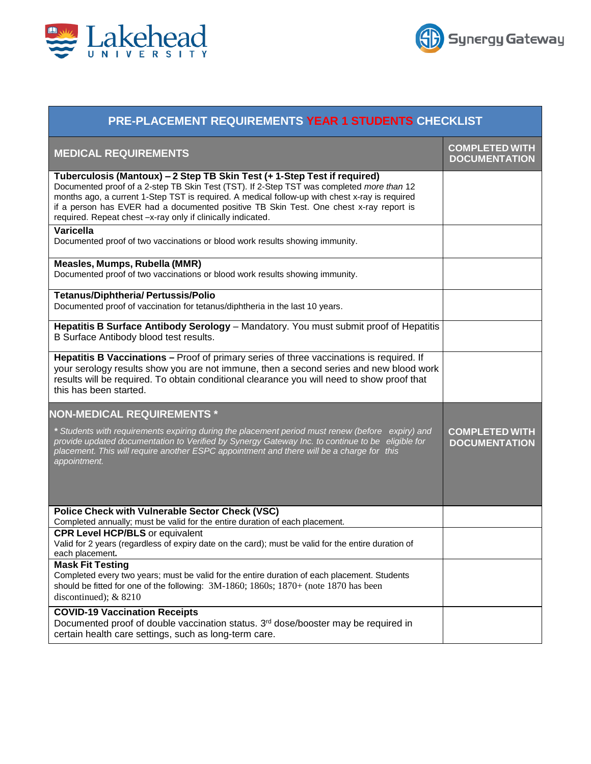| PRE-PLACEMENT REQUIREMENTS YEAR 1 STUDENTS CHECKLIST | |
|---|---|
| **MEDICAL REQUIREMENTS** | **COMPLETED WITH DOCUMENTATION** |
| **Tuberculosis (Mantoux) – 2 Step TB Skin Test (+ 1-Step Test if required)**<br>Documented proof of a 2-step TB Skin Test (TST). If 2-Step TST was completed *more than* 12 months ago, a current 1-Step TST is required. A medical follow-up with chest x-ray is required if a person has EVER had a documented positive TB Skin Test. One chest x-ray report is required. Repeat chest –x-ray only if clinically indicated. | |
| **Varicella**<br>Documented proof of two vaccinations or blood work results showing immunity. | |
| **Measles, Mumps, Rubella (MMR)**<br>Documented proof of two vaccinations or blood work results showing immunity. | |
| **Tetanus/Diphtheria/ Pertussis/Polio**<br>Documented proof of vaccination for tetanus/diphtheria in the last 10 years. | |
| **Hepatitis B Surface Antibody Serology** – Mandatory. You must submit proof of Hepatitis B Surface Antibody blood test results. | |
| **Hepatitis B Vaccinations –** Proof of primary series of three vaccinations is required. If your serology results show you are not immune, then a second series and new blood work results will be required. To obtain conditional clearance you will need to show proof that this has been started. | |
| **NON-MEDICAL REQUIREMENTS \***<br>*\* Students with requirements expiring during the placement period must renew (before expiry) and provide updated documentation to Verified by Synergy Gateway Inc. to continue to be eligible for placement. This will require another ESPC appointment and there will be a charge for this appointment.* | **COMPLETED WITH DOCUMENTATION** |
| **Police Check with Vulnerable Sector Check (VSC)**<br>Completed annually; must be valid for the entire duration of each placement. | |
| **CPR Level HCP/BLS** or equivalent<br>Valid for 2 years (regardless of expiry date on the card); must be valid for the entire duration of each placement**.** | |
| **Mask Fit Testing**<br>Completed every two years; must be valid for the entire duration of each placement. Students should be fitted for one of the following: 3M-1860; 1860s; 1870+ (note 1870 has been discontinued); & 8210 | |
| **COVID-19 Vaccination Receipts**<br>Documented proof of double vaccination status. 3rd dose/booster may be required in certain health care settings, such as long-term care. | |